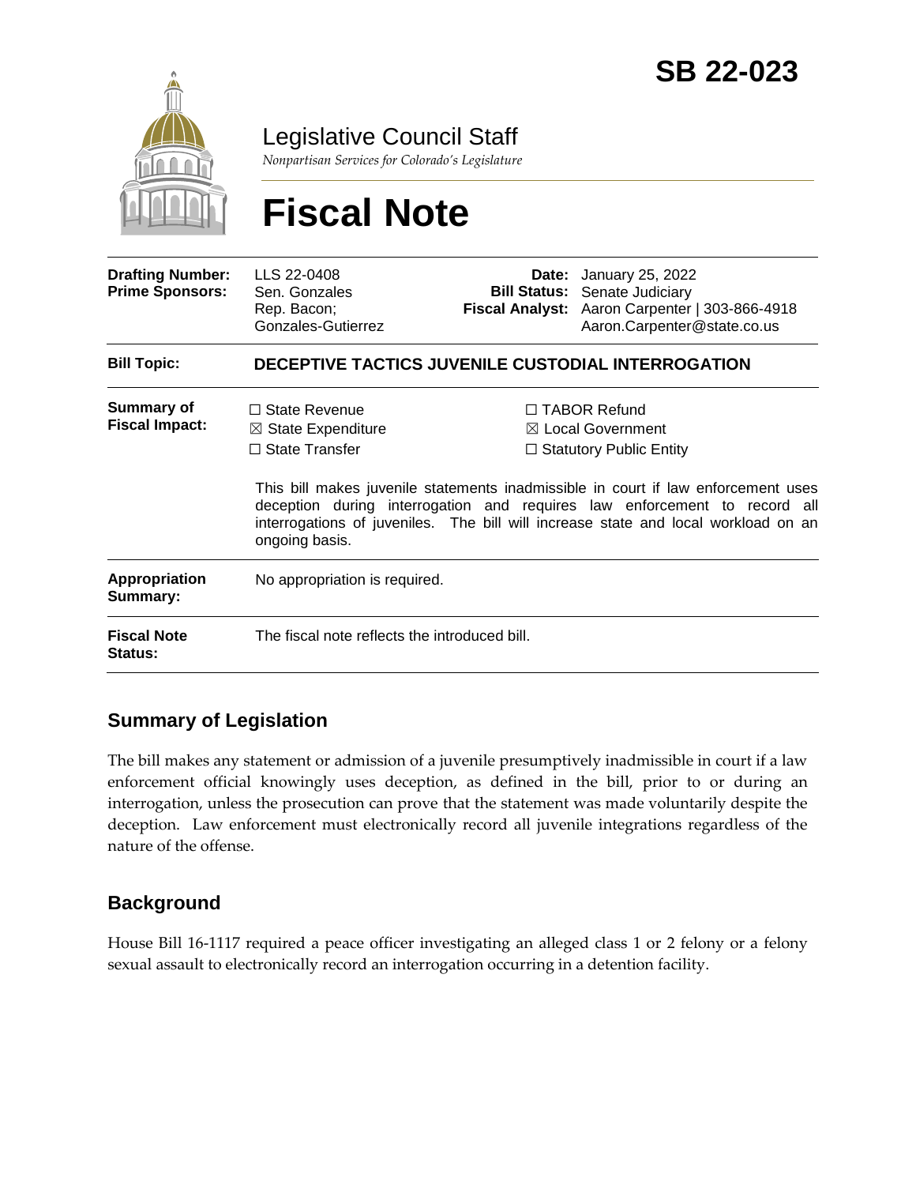# SB 22-023

Legislative Council Staff

*Nonpartisan Services for Colorado's Legislature*

# Fiscal Note

| | | | |
|---|---|---|---|
| **Drafting Number:** | LLS 22-0408 | **Date:** | January 25, 2022 |
| **Prime Sponsors:** | Sen. Gonzales<br>Rep. Bacon; Gonzales-Gutierrez | **Bill Status:** | Senate Judiciary |
| | | **Fiscal Analyst:** | Aaron Carpenter \| 303-866-4918<br>Aaron.Carpenter@state.co.us |

| | |
|---|---|
| **Bill Topic:** | **DECEPTIVE TACTICS JUVENILE CUSTODIAL INTERROGATION** |
| **Summary of Fiscal Impact:** | ☐ State Revenue ☒ State Expenditure ☐ State Transfer ☐ TABOR Refund ☒ Local Government ☐ Statutory Public Entity<br><br>This bill makes juvenile statements inadmissible in court if law enforcement uses deception during interrogation and requires law enforcement to record all interrogations of juveniles. The bill will increase state and local workload on an ongoing basis. |
| **Appropriation Summary:** | No appropriation is required. |
| **Fiscal Note Status:** | The fiscal note reflects the introduced bill. |

## Summary of Legislation

The bill makes any statement or admission of a juvenile presumptively inadmissible in court if a law enforcement official knowingly uses deception, as defined in the bill, prior to or during an interrogation, unless the prosecution can prove that the statement was made voluntarily despite the deception. Law enforcement must electronically record all juvenile integrations regardless of the nature of the offense.

## Background

House Bill 16-1117 required a peace officer investigating an alleged class 1 or 2 felony or a felony sexual assault to electronically record an interrogation occurring in a detention facility.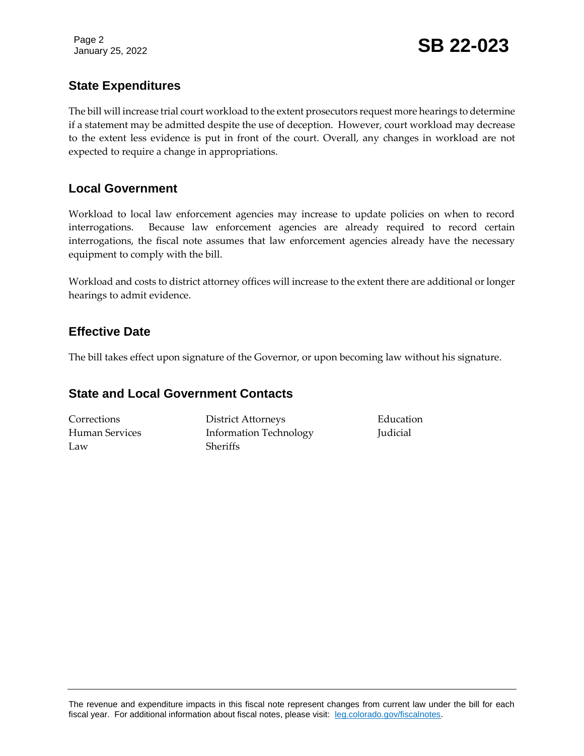## State Expenditures

The bill will increase trial court workload to the extent prosecutors request more hearings to determine if a statement may be admitted despite the use of deception. However, court workload may decrease to the extent less evidence is put in front of the court. Overall, any changes in workload are not expected to require a change in appropriations.

## Local Government

Workload to local law enforcement agencies may increase to update policies on when to record interrogations. Because law enforcement agencies are already required to record certain interrogations, the fiscal note assumes that law enforcement agencies already have the necessary equipment to comply with the bill.

Workload and costs to district attorney offices will increase to the extent there are additional or longer hearings to admit evidence.

## Effective Date

The bill takes effect upon signature of the Governor, or upon becoming law without his signature.

## State and Local Government Contacts

| | | |
|---|---|---|
| Corrections | District Attorneys | Education |
| Human Services | Information Technology | Judicial |
| Law | Sheriffs | |

The revenue and expenditure impacts in this fiscal note represent changes from current law under the bill for each fiscal year. For additional information about fiscal notes, please visit: leg.colorado.gov/fiscalnotes.